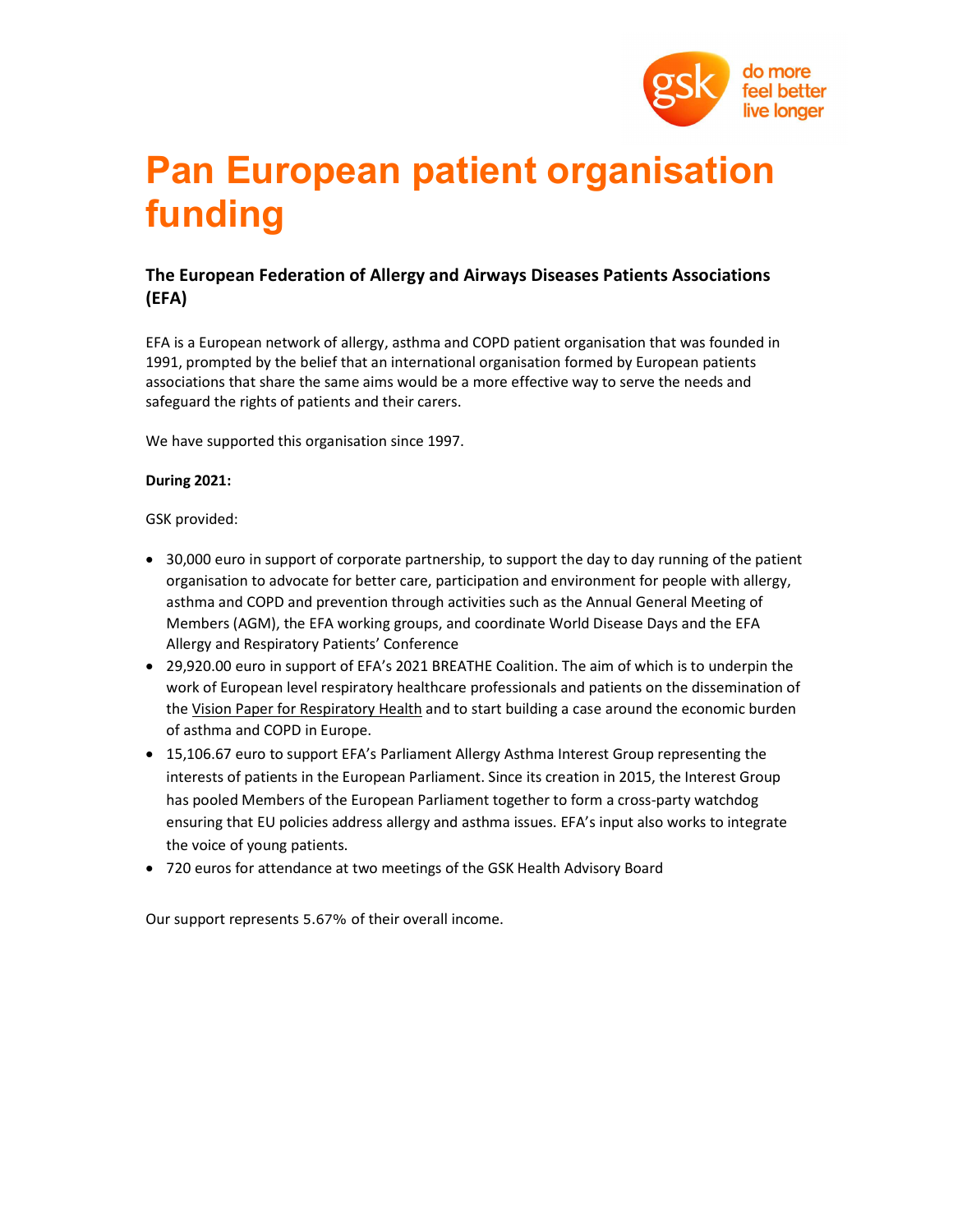# Pan European patient organisation funding

### The European Federation of Allergy and Airways Diseases Patients Associations (EFA)

EFA is a European network of allergy, asthma and COPD patient organisation that was founded in 1991, prompted by the belief that an international organisation formed by European patients associations that share the same aims would be a more effective way to serve the needs and safeguard the rights of patients and their carers.

We have supported this organisation since 1997.

**During 2021:**

GSK provided:

- 30,000 euro in support of corporate partnership, to support the day to day running of the patient organisation to advocate for better care, participation and environment for people with allergy, asthma and COPD and prevention through activities such as the Annual General Meeting of Members (AGM), the EFA working groups, and coordinate World Disease Days and the EFA Allergy and Respiratory Patients' Conference
- 29,920.00 euro in support of EFA's 2021 BREATHE Coalition. The aim of which is to underpin the work of European level respiratory healthcare professionals and patients on the dissemination of the Vision Paper for Respiratory Health and to start building a case around the economic burden of asthma and COPD in Europe.
- 15,106.67 euro to support EFA's Parliament Allergy Asthma Interest Group representing the interests of patients in the European Parliament. Since its creation in 2015, the Interest Group has pooled Members of the European Parliament together to form a cross-party watchdog ensuring that EU policies address allergy and asthma issues. EFA's input also works to integrate the voice of young patients.
- 720 euros for attendance at two meetings of the GSK Health Advisory Board

Our support represents 5.67% of their overall income.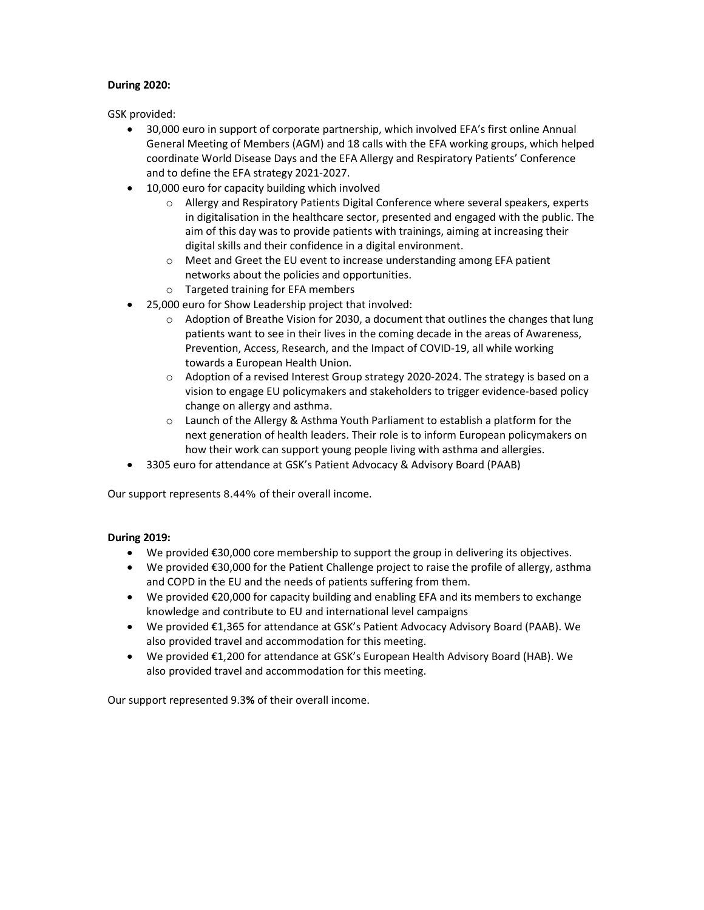**During 2020:**

GSK provided:

- 30,000 euro in support of corporate partnership, which involved EFA's first online Annual General Meeting of Members (AGM) and 18 calls with the EFA working groups, which helped coordinate World Disease Days and the EFA Allergy and Respiratory Patients' Conference and to define the EFA strategy 2021-2027.
- 10,000 euro for capacity building which involved
  - Allergy and Respiratory Patients Digital Conference where several speakers, experts in digitalisation in the healthcare sector, presented and engaged with the public. The aim of this day was to provide patients with trainings, aiming at increasing their digital skills and their confidence in a digital environment.
  - Meet and Greet the EU event to increase understanding among EFA patient networks about the policies and opportunities.
  - Targeted training for EFA members
- 25,000 euro for Show Leadership project that involved:
  - Adoption of Breathe Vision for 2030, a document that outlines the changes that lung patients want to see in their lives in the coming decade in the areas of Awareness, Prevention, Access, Research, and the Impact of COVID-19, all while working towards a European Health Union.
  - Adoption of a revised Interest Group strategy 2020-2024. The strategy is based on a vision to engage EU policymakers and stakeholders to trigger evidence-based policy change on allergy and asthma.
  - Launch of the Allergy & Asthma Youth Parliament to establish a platform for the next generation of health leaders. Their role is to inform European policymakers on how their work can support young people living with asthma and allergies.
- 3305 euro for attendance at GSK's Patient Advocacy & Advisory Board (PAAB)

Our support represents 8.44% of their overall income.

**During 2019:**

- We provided €30,000 core membership to support the group in delivering its objectives.
- We provided €30,000 for the Patient Challenge project to raise the profile of allergy, asthma and COPD in the EU and the needs of patients suffering from them.
- We provided €20,000 for capacity building and enabling EFA and its members to exchange knowledge and contribute to EU and international level campaigns
- We provided €1,365 for attendance at GSK's Patient Advocacy Advisory Board (PAAB). We also provided travel and accommodation for this meeting.
- We provided €1,200 for attendance at GSK's European Health Advisory Board (HAB). We also provided travel and accommodation for this meeting.

Our support represented 9.3**%** of their overall income.